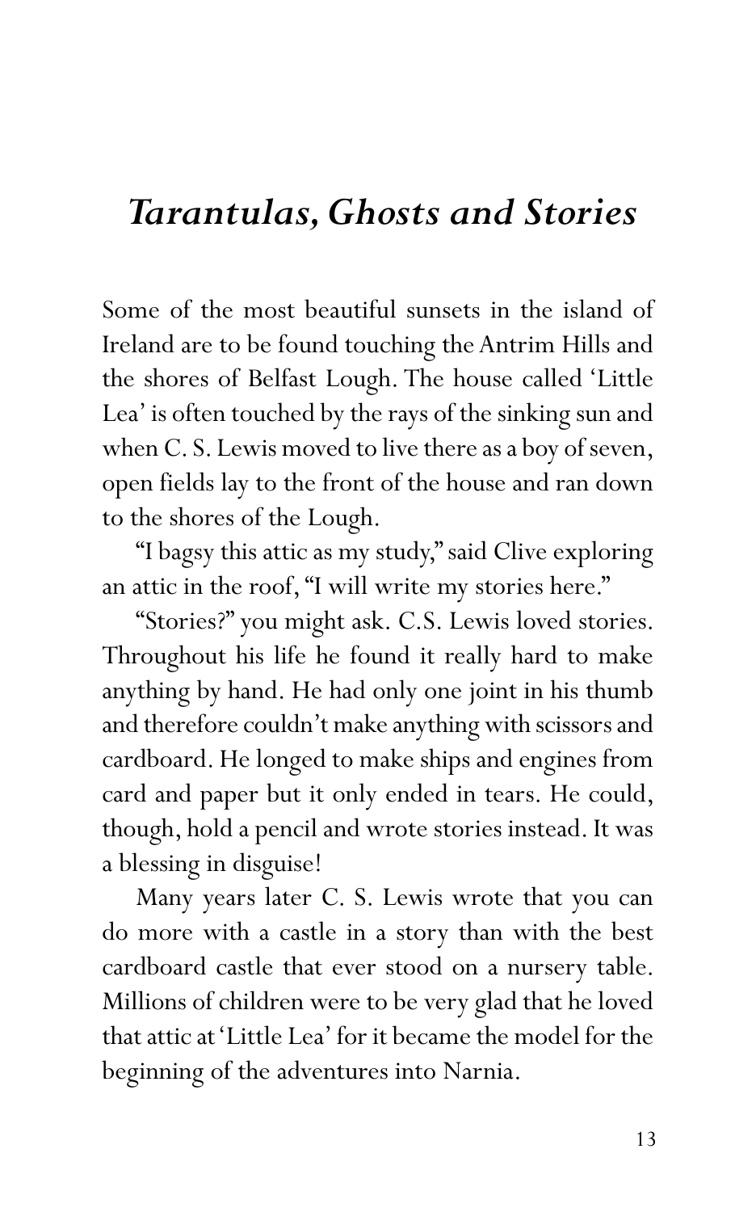# *Tarantulas, Ghosts and Stories*

Some of the most beautiful sunsets in the island of Ireland are to be found touching the Antrim Hills and the shores of Belfast Lough. The house called 'Little Lea' is often touched by the rays of the sinking sun and when C. S. Lewis moved to live there as a boy of seven, open fields lay to the front of the house and ran down to the shores of the Lough.

"I bagsy this attic as my study," said Clive exploring an attic in the roof, "I will write my stories here."

"Stories?" you might ask. C.S. Lewis loved stories. Throughout his life he found it really hard to make anything by hand. He had only one joint in his thumb and therefore couldn't make anything with scissors and cardboard. He longed to make ships and engines from card and paper but it only ended in tears. He could, though, hold a pencil and wrote stories instead. It was a blessing in disguise!

Many years later C. S. Lewis wrote that you can do more with a castle in a story than with the best cardboard castle that ever stood on a nursery table. Millions of children were to be very glad that he loved that attic at 'Little Lea' for it became the model for the beginning of the adventures into Narnia.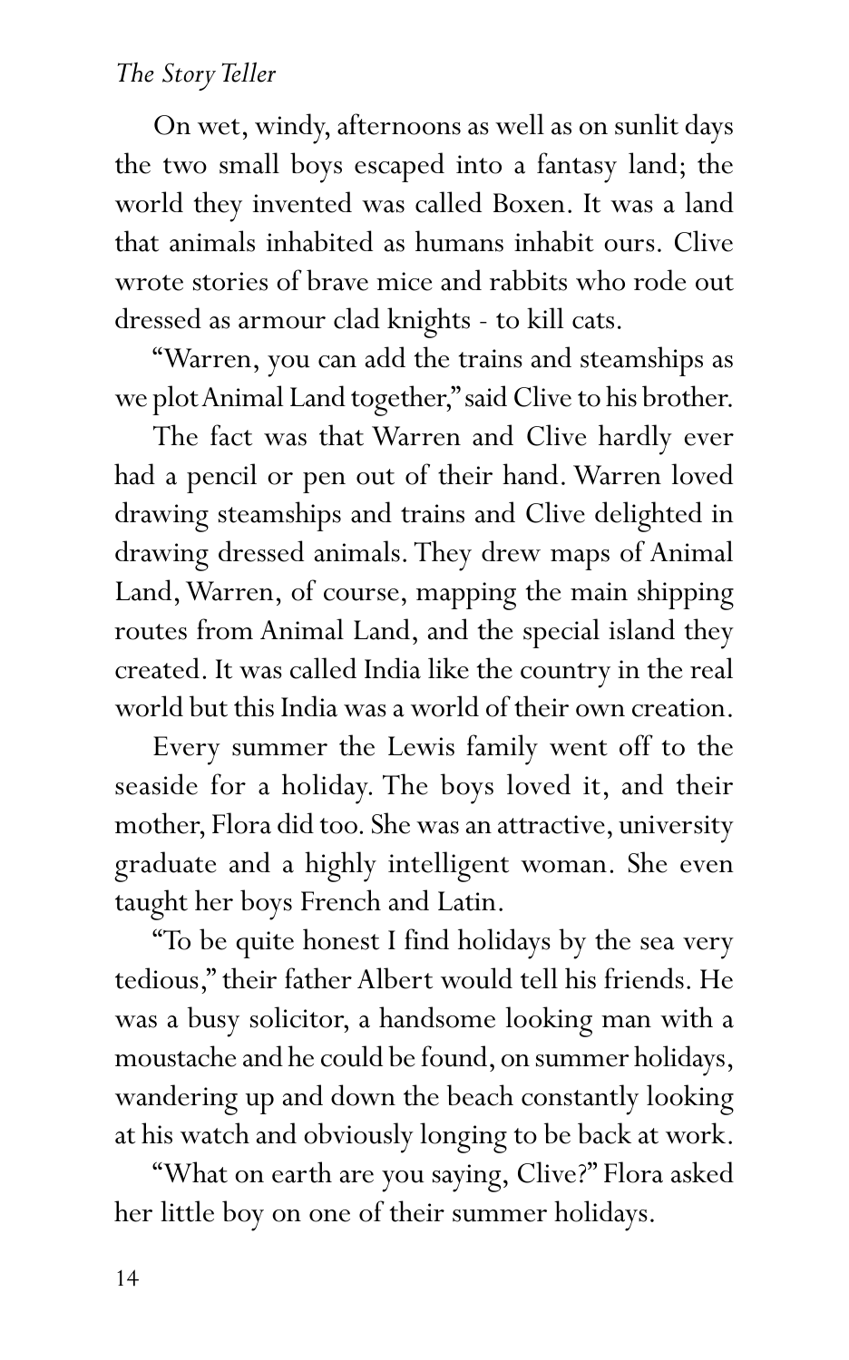On wet, windy, afternoons as well as on sunlit days the two small boys escaped into a fantasy land; the world they invented was called Boxen. It was a land that animals inhabited as humans inhabit ours. Clive wrote stories of brave mice and rabbits who rode out dressed as armour clad knights - to kill cats.

"Warren, you can add the trains and steamships as we plot Animal Land together," said Clive to his brother.

The fact was that Warren and Clive hardly ever had a pencil or pen out of their hand. Warren loved drawing steamships and trains and Clive delighted in drawing dressed animals. They drew maps of Animal Land, Warren, of course, mapping the main shipping routes from Animal Land, and the special island they created. It was called India like the country in the real world but this India was a world of their own creation.

Every summer the Lewis family went off to the seaside for a holiday. The boys loved it, and their mother, Flora did too. She was an attractive, university graduate and a highly intelligent woman. She even taught her boys French and Latin.

"To be quite honest I find holidays by the sea very tedious," their father Albert would tell his friends. He was a busy solicitor, a handsome looking man with a moustache and he could be found, on summer holidays, wandering up and down the beach constantly looking at his watch and obviously longing to be back at work.

"What on earth are you saying, Clive?" Flora asked her little boy on one of their summer holidays.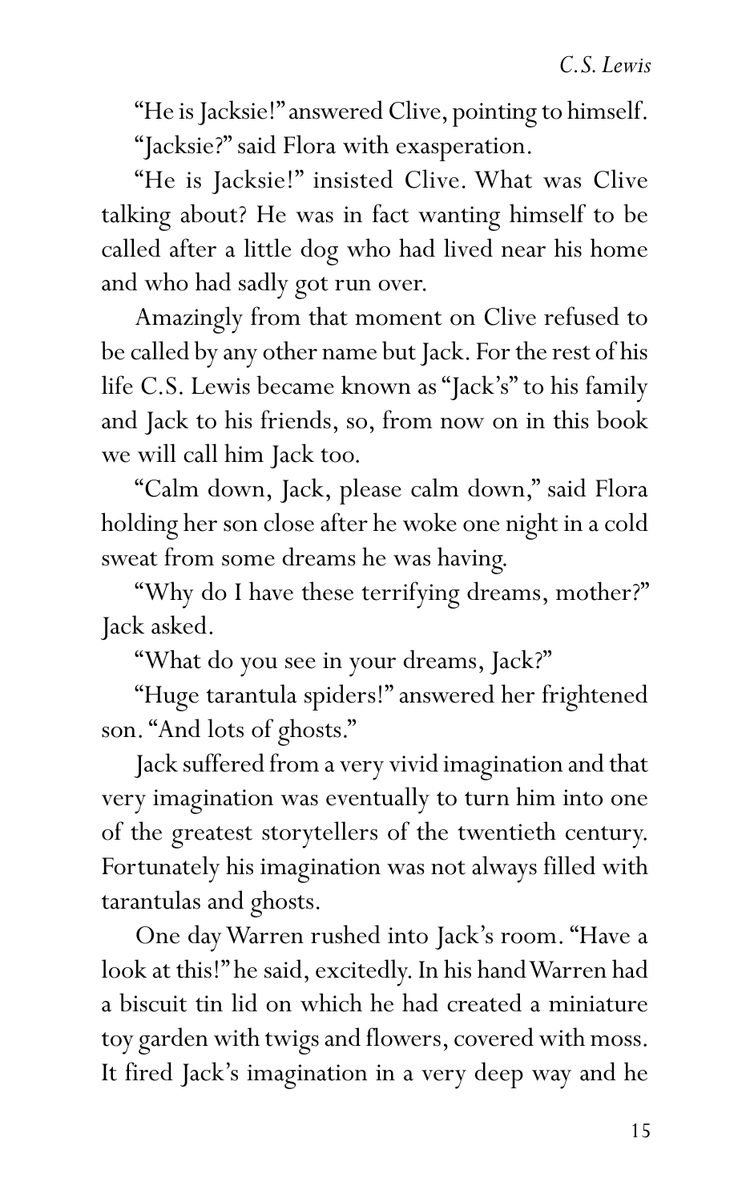"He is Jacksie!" answered Clive, pointing to himself.

"Jacksie?" said Flora with exasperation.

"He is Jacksie!" insisted Clive. What was Clive talking about? He was in fact wanting himself to be called after a little dog who had lived near his home and who had sadly got run over.

Amazingly from that moment on Clive refused to be called by any other name but Jack. For the rest of his life C.S. Lewis became known as "Jack's" to his family and Jack to his friends, so, from now on in this book we will call him Jack too.

"Calm down, Jack, please calm down," said Flora holding her son close after he woke one night in a cold sweat from some dreams he was having.

"Why do I have these terrifying dreams, mother?" Jack asked.

"What do you see in your dreams, Jack?"

"Huge tarantula spiders!" answered her frightened son. "And lots of ghosts."

Jack suffered from a very vivid imagination and that very imagination was eventually to turn him into one of the greatest storytellers of the twentieth century. Fortunately his imagination was not always filled with tarantulas and ghosts.

One day Warren rushed into Jack's room. "Have a look at this!" he said, excitedly. In his hand Warren had a biscuit tin lid on which he had created a miniature toy garden with twigs and flowers, covered with moss. It fired Jack's imagination in a very deep way and he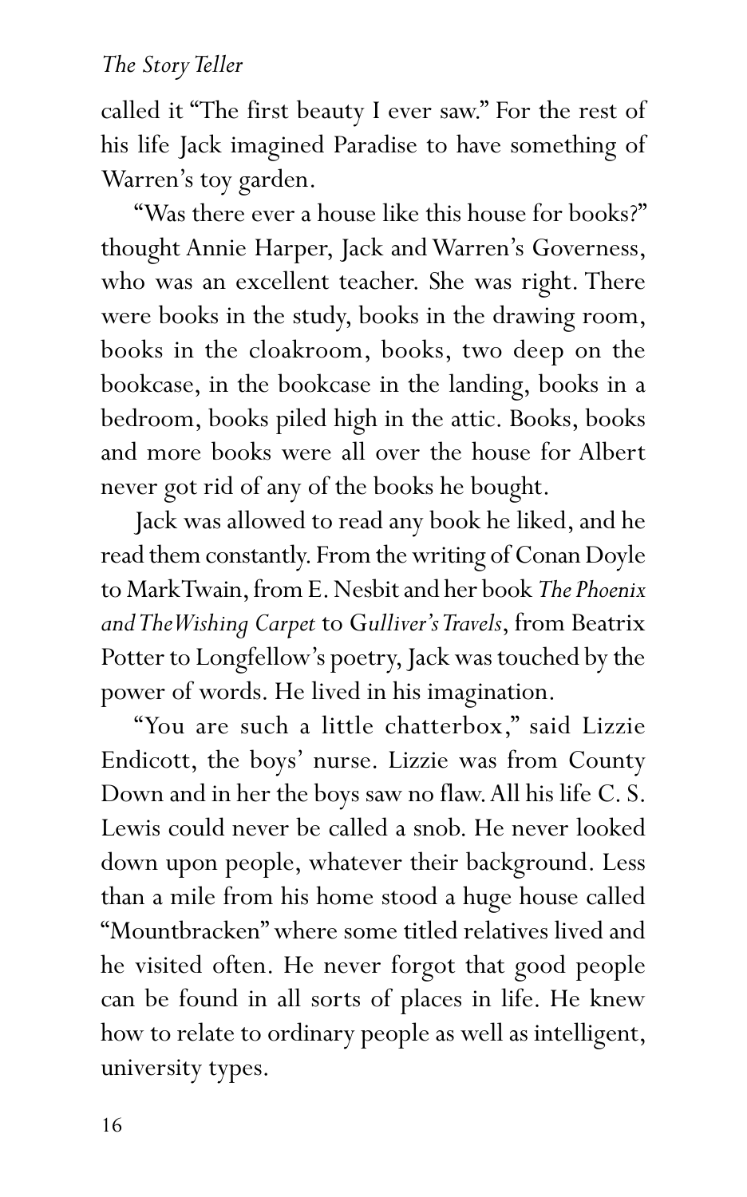called it "The first beauty I ever saw." For the rest of his life Jack imagined Paradise to have something of Warren's toy garden.

"Was there ever a house like this house for books?" thought Annie Harper, Jack and Warren's Governess, who was an excellent teacher. She was right. There were books in the study, books in the drawing room, books in the cloakroom, books, two deep on the bookcase, in the bookcase in the landing, books in a bedroom, books piled high in the attic. Books, books and more books were all over the house for Albert never got rid of any of the books he bought.

Jack was allowed to read any book he liked, and he read them constantly. From the writing of Conan Doyle to Mark Twain, from E. Nesbit and her book *The Phoenix and The Wishing Carpet* to *Gulliver's Travels*, from Beatrix Potter to Longfellow's poetry, Jack was touched by the power of words. He lived in his imagination.

"You are such a little chatterbox," said Lizzie Endicott, the boys' nurse. Lizzie was from County Down and in her the boys saw no flaw. All his life C. S. Lewis could never be called a snob. He never looked down upon people, whatever their background. Less than a mile from his home stood a huge house called "Mountbracken" where some titled relatives lived and he visited often. He never forgot that good people can be found in all sorts of places in life. He knew how to relate to ordinary people as well as intelligent, university types.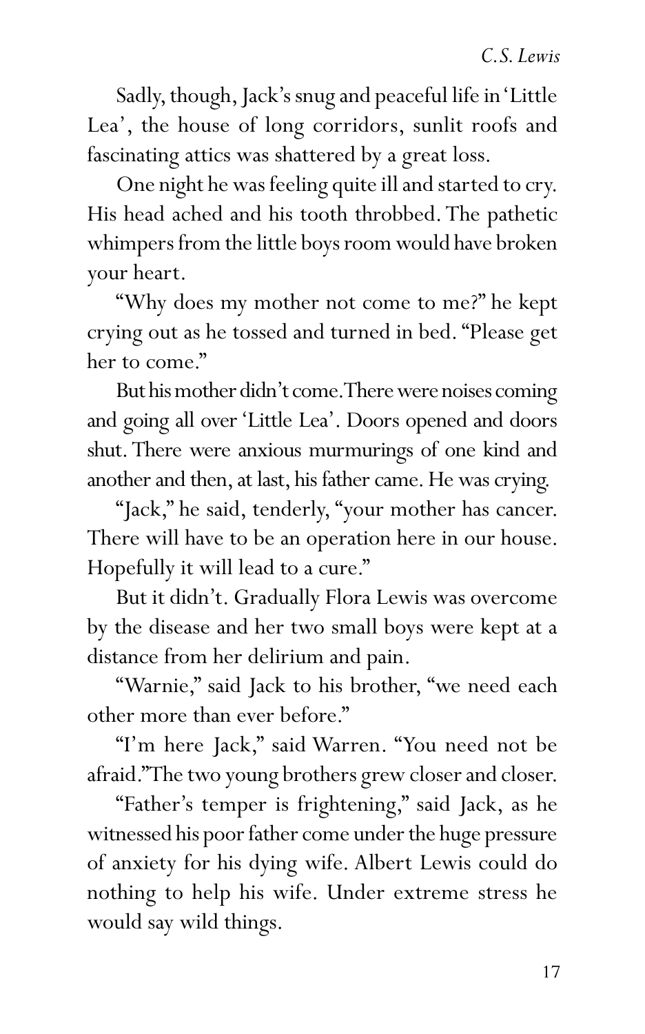Sadly, though, Jack's snug and peaceful life in 'Little Lea', the house of long corridors, sunlit roofs and fascinating attics was shattered by a great loss.

One night he was feeling quite ill and started to cry. His head ached and his tooth throbbed. The pathetic whimpers from the little boys room would have broken your heart.

"Why does my mother not come to me?" he kept crying out as he tossed and turned in bed. "Please get her to come."

But his mother didn't come. There were noises coming and going all over 'Little Lea'. Doors opened and doors shut. There were anxious murmurings of one kind and another and then, at last, his father came. He was crying.

"Jack," he said, tenderly, "your mother has cancer. There will have to be an operation here in our house. Hopefully it will lead to a cure."

But it didn't. Gradually Flora Lewis was overcome by the disease and her two small boys were kept at a distance from her delirium and pain.

"Warnie," said Jack to his brother, "we need each other more than ever before."

"I'm here Jack," said Warren. "You need not be afraid." The two young brothers grew closer and closer.

"Father's temper is frightening," said Jack, as he witnessed his poor father come under the huge pressure of anxiety for his dying wife. Albert Lewis could do nothing to help his wife. Under extreme stress he would say wild things.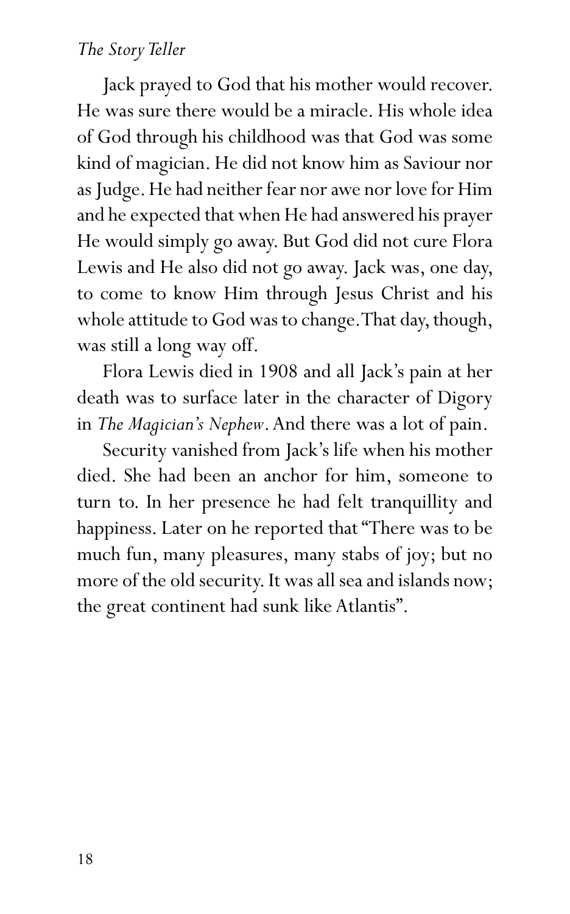Jack prayed to God that his mother would recover. He was sure there would be a miracle. His whole idea of God through his childhood was that God was some kind of magician. He did not know him as Saviour nor as Judge. He had neither fear nor awe nor love for Him and he expected that when He had answered his prayer He would simply go away. But God did not cure Flora Lewis and He also did not go away. Jack was, one day, to come to know Him through Jesus Christ and his whole attitude to God was to change. That day, though, was still a long way off.

Flora Lewis died in 1908 and all Jack's pain at her death was to surface later in the character of Digory in *The Magician's Nephew*. And there was a lot of pain.

Security vanished from Jack's life when his mother died. She had been an anchor for him, someone to turn to. In her presence he had felt tranquillity and happiness. Later on he reported that "There was to be much fun, many pleasures, many stabs of joy; but no more of the old security. It was all sea and islands now; the great continent had sunk like Atlantis".